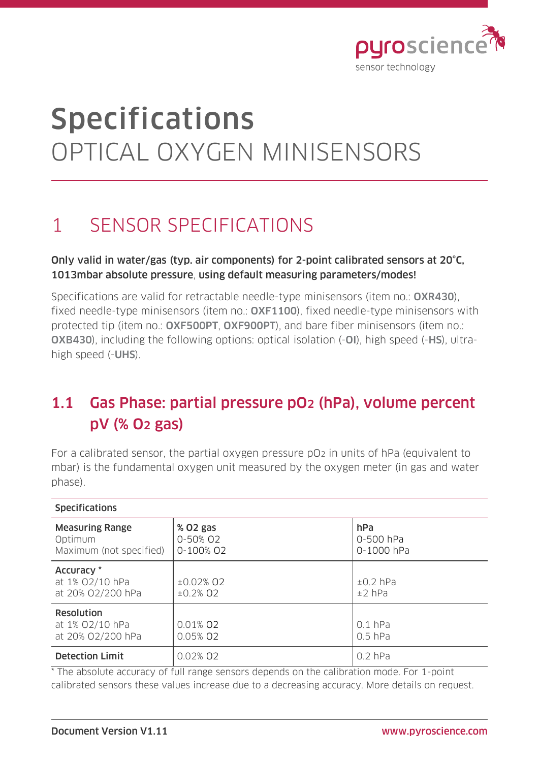# Specifications

OPTICAL OXYGEN MINISENSORS

## 1 SENSOR SPECIFICATIONS

**Only valid in water/gas (typ. air components) for 2-point calibrated sensors at 20°C, 1013mbar absolute pressure, using default measuring parameters/modes!**

Specifications are valid for retractable needle-type minisensors (item no.: **OXR430**), fixed needle-type minisensors (item no.: **OXF1100**), fixed needle-type minisensors with protected tip (item no.: **OXF500PT**, **OXF900PT**), and bare fiber minisensors (item no.: **OXB430**), including the following options: optical isolation (-**OI**), high speed (-**HS**), ultra-high speed (-**UHS**).

### 1.1 Gas Phase: partial pressure $pO_2$ (hPa), volume percent pV (% $O_2$ gas)

For a calibrated sensor, the partial oxygen pressure $pO_2$ in units of hPa (equivalent to mbar) is the fundamental oxygen unit measured by the oxygen meter (in gas and water phase).

| Specifications | | |
|---|---|---|
| **Measuring Range**<br>Optimum<br>Maximum (not specified) | **% O2 gas**<br>0-50% O2<br>0-100% O2 | **hPa**<br>0-500 hPa<br>0-1000 hPa |
| **Accuracy** *<br>at 1% O2/10 hPa<br>at 20% O2/200 hPa | <br>±0.02% O2<br>±0.2% O2 | <br>±0.2 hPa<br>±2 hPa |
| **Resolution**<br>at 1% O2/10 hPa<br>at 20% O2/200 hPa | <br>0.01% O2<br>0.05% O2 | <br>0.1 hPa<br>0.5 hPa |
| **Detection Limit** | 0.02% O2 | 0.2 hPa |

* The absolute accuracy of full range sensors depends on the calibration mode. For 1-point calibrated sensors these values increase due to a decreasing accuracy. More details on request.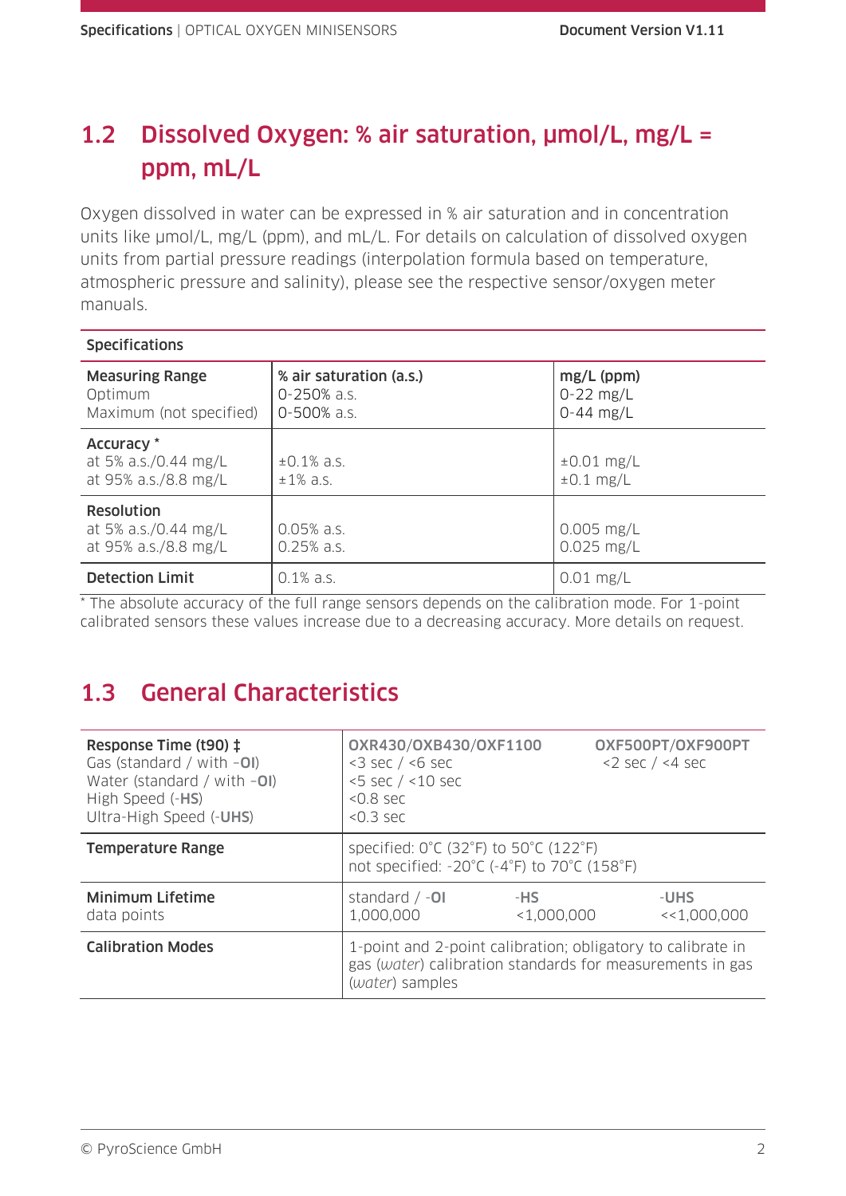## 1.2 Dissolved Oxygen: % air saturation, µmol/L, mg/L = ppm, mL/L

Oxygen dissolved in water can be expressed in % air saturation and in concentration units like µmol/L, mg/L (ppm), and mL/L. For details on calculation of dissolved oxygen units from partial pressure readings (interpolation formula based on temperature, atmospheric pressure and salinity), please see the respective sensor/oxygen meter manuals.

| Specifications | | |
|---|---|---|
| **Measuring Range**<br>Optimum<br>Maximum (not specified) | **% air saturation (a.s.)**<br>0-250% a.s.<br>0-500% a.s. | **mg/L (ppm)**<br>0-22 mg/L<br>0-44 mg/L |
| **Accuracy** *<br>at 5% a.s./0.44 mg/L<br>at 95% a.s./8.8 mg/L | ±0.1% a.s.<br>±1% a.s. | ±0.01 mg/L<br>±0.1 mg/L |
| **Resolution**<br>at 5% a.s./0.44 mg/L<br>at 95% a.s./8.8 mg/L | 0.05% a.s.<br>0.25% a.s. | 0.005 mg/L<br>0.025 mg/L |
| **Detection Limit** | 0.1% a.s. | 0.01 mg/L |

* The absolute accuracy of the full range sensors depends on the calibration mode. For 1-point calibrated sensors these values increase due to a decreasing accuracy. More details on request.

## 1.3 General Characteristics

| | | | |
|---|---|---|---|
| **Response Time (t90)** ‡<br>Gas (standard / with -**OI**)<br>Water (standard / with -**OI**)<br>High Speed (-**HS**)<br>Ultra-High Speed (-**UHS**) | **OXR430/OXB430/OXF1100**<br><3 sec / <6 sec<br><5 sec / <10 sec<br><0.8 sec<br><0.3 sec | | **OXF500PT/OXF900PT**<br><2 sec / <4 sec |
| **Temperature Range** | specified: 0°C (32°F) to 50°C (122°F)<br>not specified: -20°C (-4°F) to 70°C (158°F) | | |
| **Minimum Lifetime**<br>data points | standard / -**OI**<br>1,000,000 | -**HS**<br><1,000,000 | -**UHS**<br><<1,000,000 |
| **Calibration Modes** | 1-point and 2-point calibration; obligatory to calibrate in gas (*water*) calibration standards for measurements in gas (*water*) samples | | |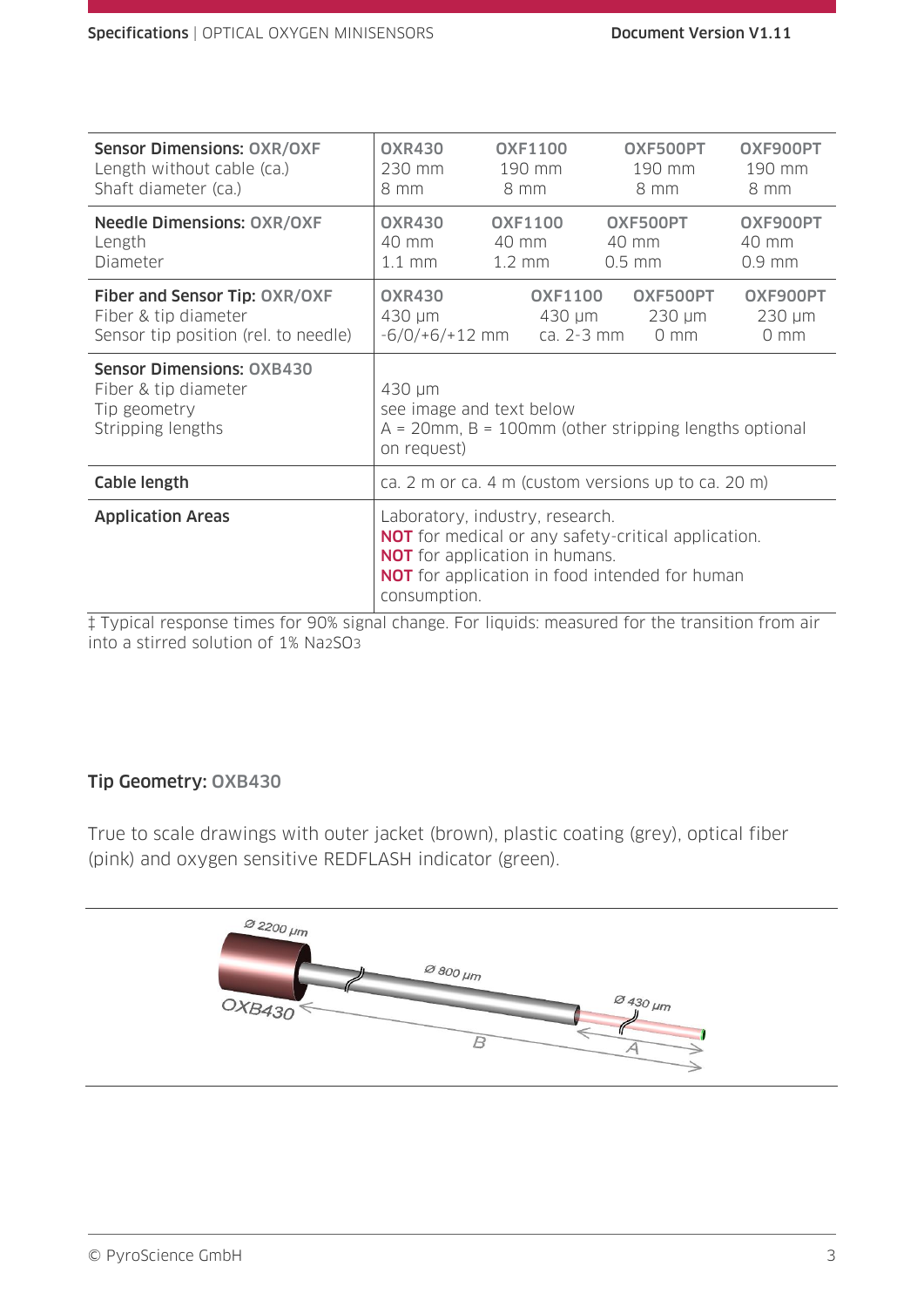| | | | | |
|---|---|---|---|---|
| **Sensor Dimensions:** **OXR/OXF**<br>Length without cable (ca.)<br>Shaft diameter (ca.) | **OXR430**<br>230 mm<br>8 mm | **OXF1100**<br>190 mm<br>8 mm | **OXF500PT**<br>190 mm<br>8 mm | **OXF900PT**<br>190 mm<br>8 mm |
| **Needle Dimensions:** **OXR/OXF**<br>Length<br>Diameter | **OXR430**<br>40 mm<br>1.1 mm | **OXF1100**<br>40 mm<br>1.2 mm | **OXF500PT**<br>40 mm<br>0.5 mm | **OXF900PT**<br>40 mm<br>0.9 mm |
| **Fiber and Sensor Tip:** **OXR/OXF**<br>Fiber & tip diameter<br>Sensor tip position (rel. to needle) | **OXR430**<br>430 µm<br>-6/0/+6/+12 mm | **OXF1100**<br>430 µm<br>ca. 2-3 mm | **OXF500PT**<br>230 µm<br>0 mm | **OXF900PT**<br>230 µm<br>0 mm |
| **Sensor Dimensions:** **OXB430**<br>Fiber & tip diameter<br>Tip geometry<br>Stripping lengths | 430 µm<br>see image and text below<br>A = 20mm, B = 100mm (other stripping lengths optional on request) | | | |
| **Cable length** | ca. 2 m or ca. 4 m (custom versions up to ca. 20 m) | | | |
| **Application Areas** | Laboratory, industry, research.<br>**NOT** for medical or any safety-critical application.<br>**NOT** for application in humans.<br>**NOT** for application in food intended for human consumption. | | | |

‡ Typical response times for 90% signal change. For liquids: measured for the transition from air into a stirred solution of 1% $Na_2SO_3$

## Tip Geometry: OXB430

True to scale drawings with outer jacket (brown), plastic coating (grey), optical fiber (pink) and oxygen sensitive REDFLASH indicator (green).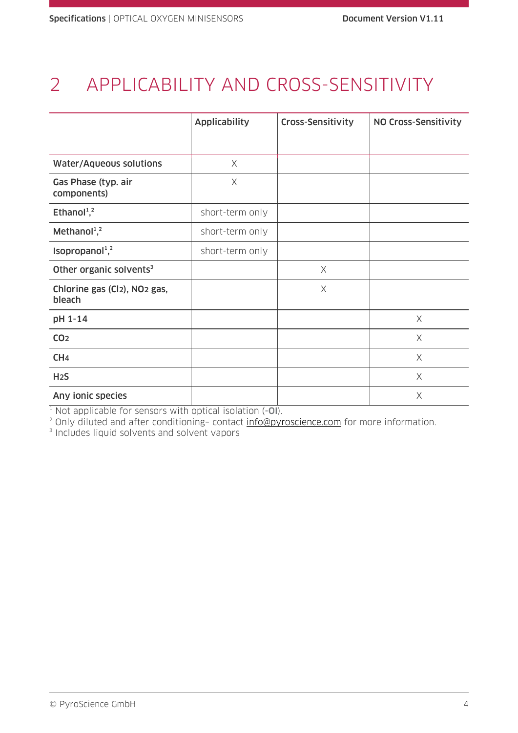# 2 APPLICABILITY AND CROSS-SENSITIVITY

| | Applicability | Cross-Sensitivity | NO Cross-Sensitivity |
|---|---|---|---|
| **Water/Aqueous solutions** | X | | |
| **Gas Phase (typ. air components)** | X | | |
| **Ethanol**[1,2] | short-term only | | |
| **Methanol**[1,2] | short-term only | | |
| **Isopropanol**[1,2] | short-term only | | |
| **Other organic solvents**[3] | | X | |
| **Chlorine gas ($Cl_2$), $NO_2$ gas, bleach** | | X | |
| **pH 1-14** | | | X |
| **$CO_2$** | | | X |
| **$CH_4$** | | | X |
| **$H_2S$** | | | X |
| **Any ionic species** | | | X |

[1] Not applicable for sensors with optical isolation (-**OI**).
[2] Only diluted and after conditioning– contact info@pyroscience.com for more information.
[3] Includes liquid solvents and solvent vapors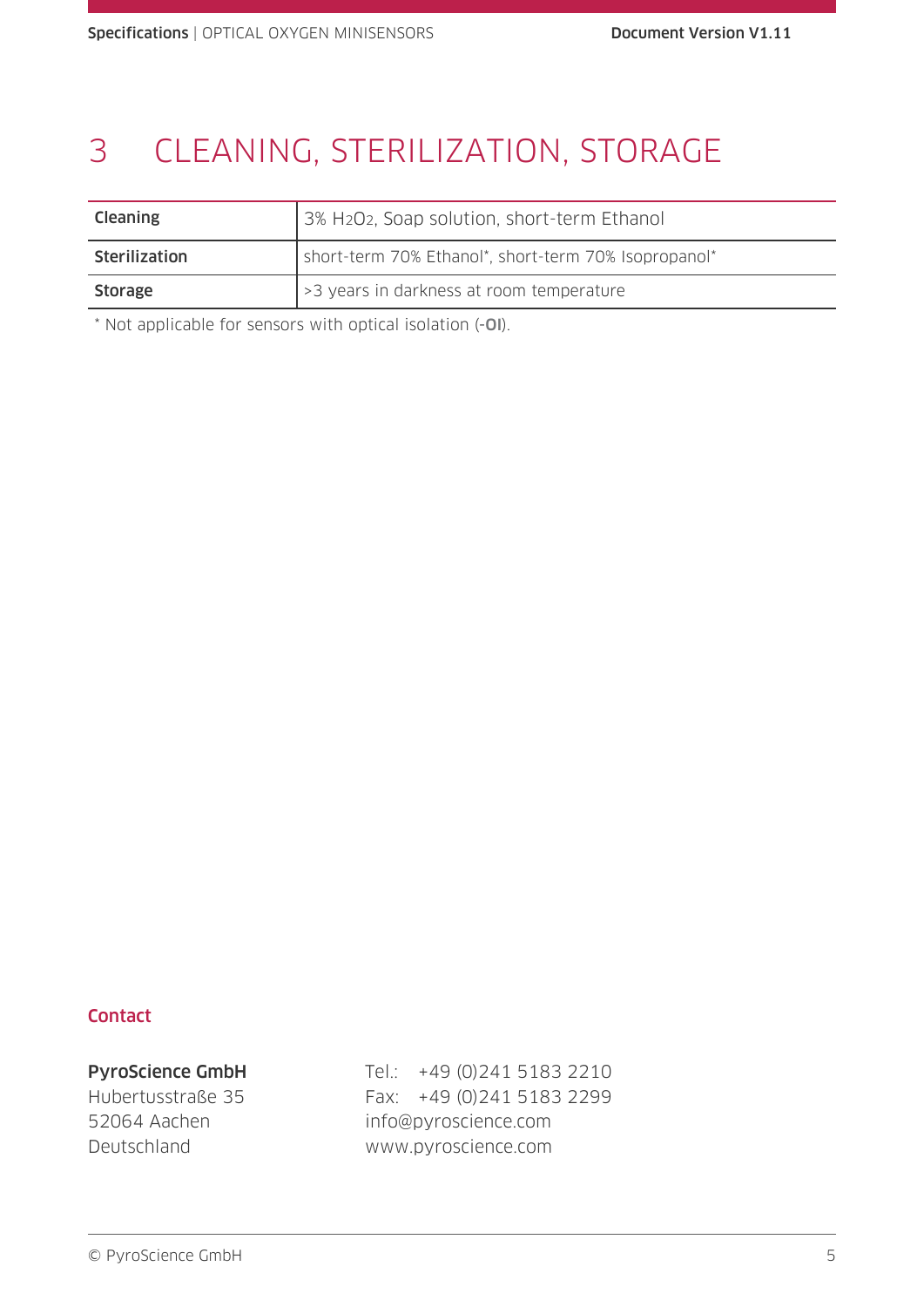# 3 CLEANING, STERILIZATION, STORAGE

| | |
|---|---|
| **Cleaning** | 3% $H_2O_2$, Soap solution, short-term Ethanol |
| **Sterilization** | short-term 70% Ethanol*, short-term 70% Isopropanol* |
| **Storage** | >3 years in darkness at room temperature |

* Not applicable for sensors with optical isolation (-**OI**).

## Contact

**PyroScience GmbH**
Hubertusstraße 35
52064 Aachen
Deutschland

Tel.: +49 (0)241 5183 2210
Fax: +49 (0)241 5183 2299
info@pyroscience.com
www.pyroscience.com

© PyroScience GmbH